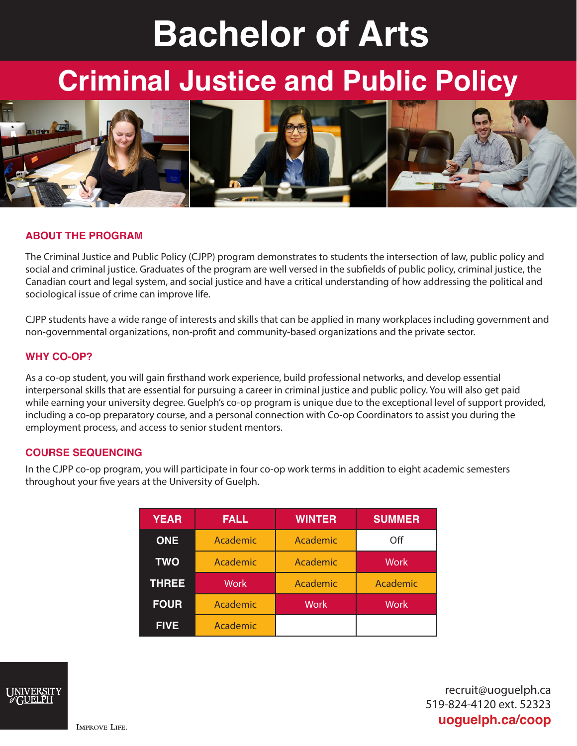# Bachelor of Arts

## Criminal Justice and Public Policy

### ABOUT THE PROGRAM

The Criminal Justice and Public Policy (CJPP) program demonstrates to students the intersection of law, public policy and social and criminal justice. Graduates of the program are well versed in the subfields of public policy, criminal justice, the Canadian court and legal system, and social justice and have a critical understanding of how addressing the political and sociological issue of crime can improve life.

CJPP students have a wide range of interests and skills that can be applied in many workplaces including government and non-governmental organizations, non-profit and community-based organizations and the private sector.

### WHY CO-OP?

As a co-op student, you will gain firsthand work experience, build professional networks, and develop essential interpersonal skills that are essential for pursuing a career in criminal justice and public policy. You will also get paid while earning your university degree. Guelph's co-op program is unique due to the exceptional level of support provided, including a co-op preparatory course, and a personal connection with Co-op Coordinators to assist you during the employment process, and access to senior student mentors.

### COURSE SEQUENCING

In the CJPP co-op program, you will participate in four co-op work terms in addition to eight academic semesters throughout your five years at the University of Guelph.

| YEAR | FALL | WINTER | SUMMER |
|---|---|---|---|
| ONE | Academic | Academic | Off |
| TWO | Academic | Academic | Work |
| THREE | Work | Academic | Academic |
| FOUR | Academic | Work | Work |
| FIVE | Academic | | |

UNIVERSITY of GUELPH

IMPROVE LIFE.

recruit@uoguelph.ca
519-824-4120 ext. 52323
**uoguelph.ca/coop**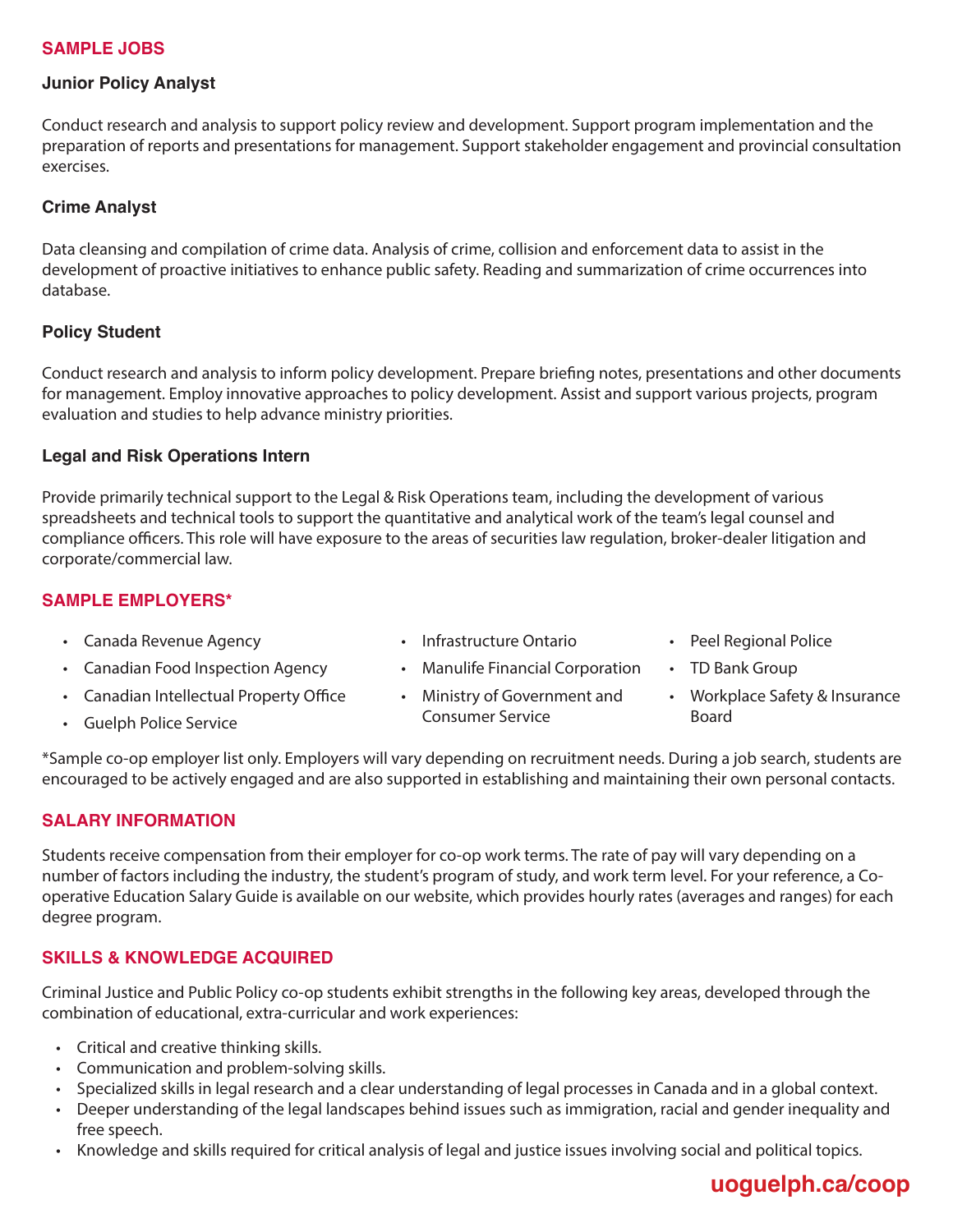## SAMPLE JOBS

### Junior Policy Analyst

Conduct research and analysis to support policy review and development. Support program implementation and the preparation of reports and presentations for management. Support stakeholder engagement and provincial consultation exercises.

### Crime Analyst

Data cleansing and compilation of crime data. Analysis of crime, collision and enforcement data to assist in the development of proactive initiatives to enhance public safety. Reading and summarization of crime occurrences into database.

### Policy Student

Conduct research and analysis to inform policy development. Prepare briefing notes, presentations and other documents for management. Employ innovative approaches to policy development. Assist and support various projects, program evaluation and studies to help advance ministry priorities.

### Legal and Risk Operations Intern

Provide primarily technical support to the Legal & Risk Operations team, including the development of various spreadsheets and technical tools to support the quantitative and analytical work of the team's legal counsel and compliance officers. This role will have exposure to the areas of securities law regulation, broker-dealer litigation and corporate/commercial law.

## SAMPLE EMPLOYERS*

- Canada Revenue Agency
- Canadian Food Inspection Agency
- Canadian Intellectual Property Office
- Guelph Police Service
- Infrastructure Ontario
- Manulife Financial Corporation
- Ministry of Government and Consumer Service
- Peel Regional Police
- TD Bank Group
- Workplace Safety & Insurance Board

*Sample co-op employer list only. Employers will vary depending on recruitment needs. During a job search, students are encouraged to be actively engaged and are also supported in establishing and maintaining their own personal contacts.

## SALARY INFORMATION

Students receive compensation from their employer for co-op work terms. The rate of pay will vary depending on a number of factors including the industry, the student's program of study, and work term level. For your reference, a Co-operative Education Salary Guide is available on our website, which provides hourly rates (averages and ranges) for each degree program.

## SKILLS & KNOWLEDGE ACQUIRED

Criminal Justice and Public Policy co-op students exhibit strengths in the following key areas, developed through the combination of educational, extra-curricular and work experiences:

- Critical and creative thinking skills.
- Communication and problem-solving skills.
- Specialized skills in legal research and a clear understanding of legal processes in Canada and in a global context.
- Deeper understanding of the legal landscapes behind issues such as immigration, racial and gender inequality and free speech.
- Knowledge and skills required for critical analysis of legal and justice issues involving social and political topics.

**uoguelph.ca/coop**